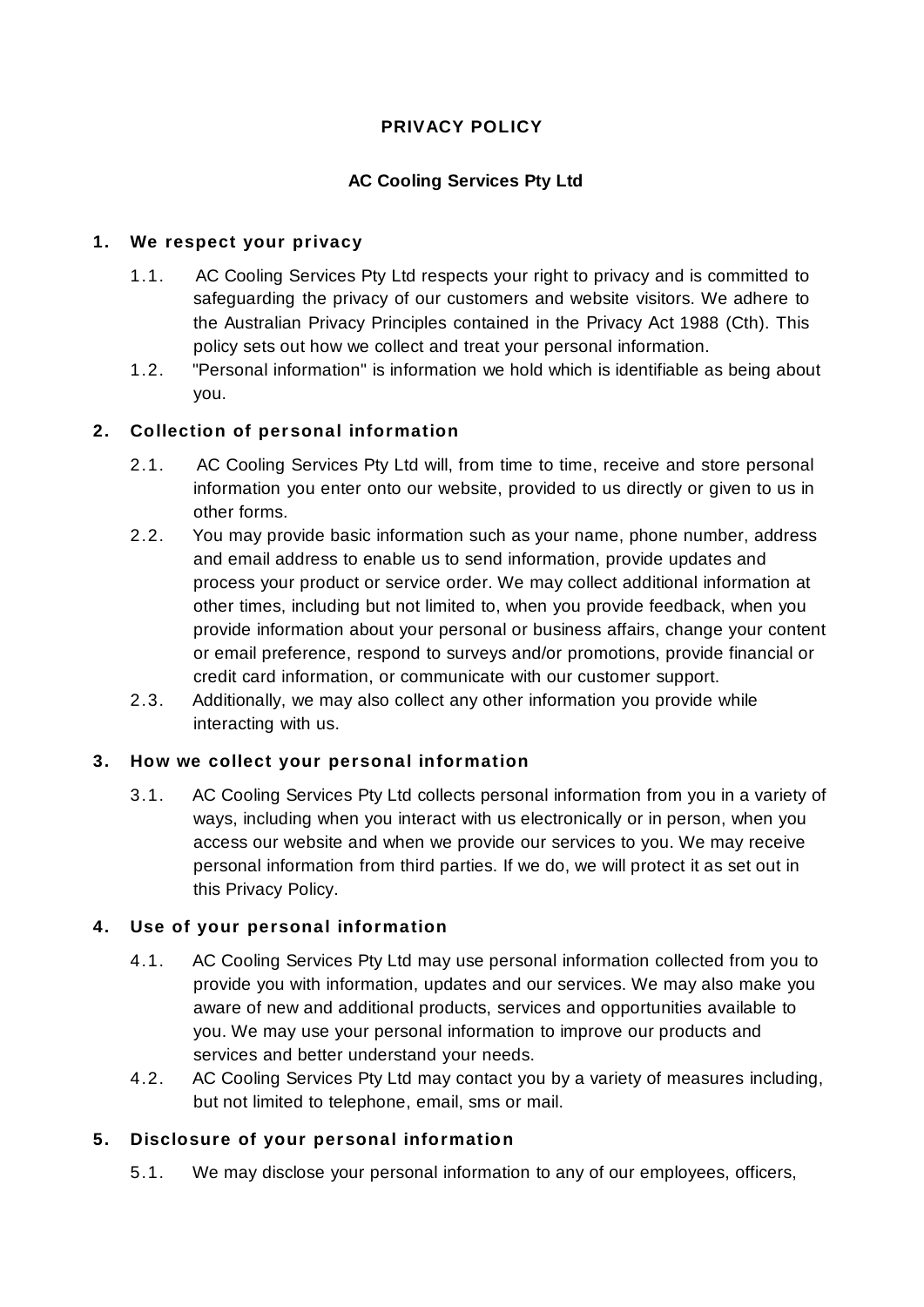# PRIVACY POLICY

**AC Cooling Services Pty Ltd**

## 1. We respect your privacy

1.1. AC Cooling Services Pty Ltd respects your right to privacy and is committed to safeguarding the privacy of our customers and website visitors. We adhere to the Australian Privacy Principles contained in the Privacy Act 1988 (Cth). This policy sets out how we collect and treat your personal information.

1.2. "Personal information" is information we hold which is identifiable as being about you.

## 2. Collection of personal information

2.1. AC Cooling Services Pty Ltd will, from time to time, receive and store personal information you enter onto our website, provided to us directly or given to us in other forms.

2.2. You may provide basic information such as your name, phone number, address and email address to enable us to send information, provide updates and process your product or service order. We may collect additional information at other times, including but not limited to, when you provide feedback, when you provide information about your personal or business affairs, change your content or email preference, respond to surveys and/or promotions, provide financial or credit card information, or communicate with our customer support.

2.3. Additionally, we may also collect any other information you provide while interacting with us.

## 3. How we collect your personal information

3.1. AC Cooling Services Pty Ltd collects personal information from you in a variety of ways, including when you interact with us electronically or in person, when you access our website and when we provide our services to you. We may receive personal information from third parties. If we do, we will protect it as set out in this Privacy Policy.

## 4. Use of your personal information

4.1. AC Cooling Services Pty Ltd may use personal information collected from you to provide you with information, updates and our services. We may also make you aware of new and additional products, services and opportunities available to you. We may use your personal information to improve our products and services and better understand your needs.

4.2. AC Cooling Services Pty Ltd may contact you by a variety of measures including, but not limited to telephone, email, sms or mail.

## 5. Disclosure of your personal information

5.1. We may disclose your personal information to any of our employees, officers,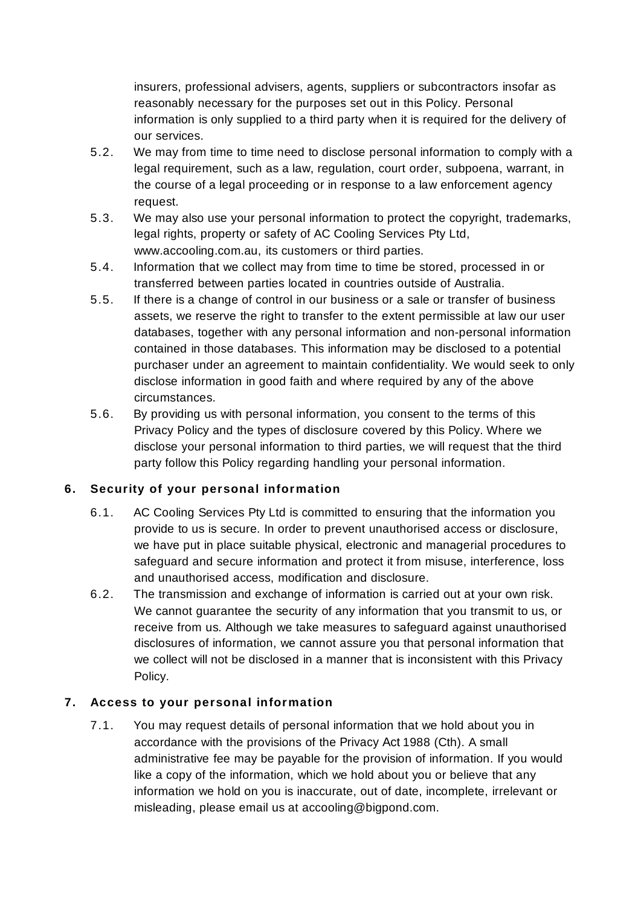insurers, professional advisers, agents, suppliers or subcontractors insofar as reasonably necessary for the purposes set out in this Policy. Personal information is only supplied to a third party when it is required for the delivery of our services.

5.2. We may from time to time need to disclose personal information to comply with a legal requirement, such as a law, regulation, court order, subpoena, warrant, in the course of a legal proceeding or in response to a law enforcement agency request.

5.3. We may also use your personal information to protect the copyright, trademarks, legal rights, property or safety of AC Cooling Services Pty Ltd, www.accooling.com.au, its customers or third parties.

5.4. Information that we collect may from time to time be stored, processed in or transferred between parties located in countries outside of Australia.

5.5. If there is a change of control in our business or a sale or transfer of business assets, we reserve the right to transfer to the extent permissible at law our user databases, together with any personal information and non-personal information contained in those databases. This information may be disclosed to a potential purchaser under an agreement to maintain confidentiality. We would seek to only disclose information in good faith and where required by any of the above circumstances.

5.6. By providing us with personal information, you consent to the terms of this Privacy Policy and the types of disclosure covered by this Policy. Where we disclose your personal information to third parties, we will request that the third party follow this Policy regarding handling your personal information.

## 6. Security of your personal information

6.1. AC Cooling Services Pty Ltd is committed to ensuring that the information you provide to us is secure. In order to prevent unauthorised access or disclosure, we have put in place suitable physical, electronic and managerial procedures to safeguard and secure information and protect it from misuse, interference, loss and unauthorised access, modification and disclosure.

6.2. The transmission and exchange of information is carried out at your own risk. We cannot guarantee the security of any information that you transmit to us, or receive from us. Although we take measures to safeguard against unauthorised disclosures of information, we cannot assure you that personal information that we collect will not be disclosed in a manner that is inconsistent with this Privacy Policy.

## 7. Access to your personal information

7.1. You may request details of personal information that we hold about you in accordance with the provisions of the Privacy Act 1988 (Cth). A small administrative fee may be payable for the provision of information. If you would like a copy of the information, which we hold about you or believe that any information we hold on you is inaccurate, out of date, incomplete, irrelevant or misleading, please email us at accooling@bigpond.com.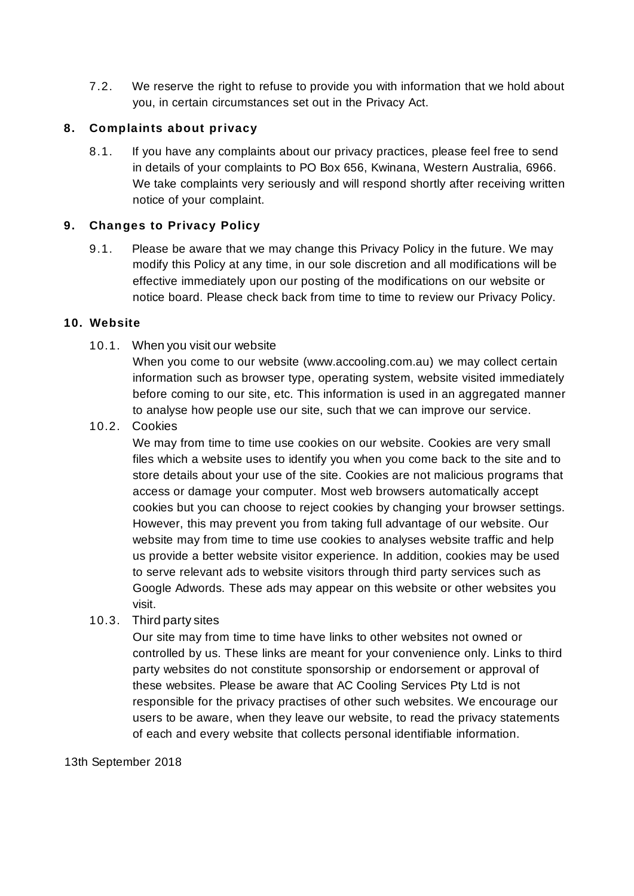7.2. We reserve the right to refuse to provide you with information that we hold about you, in certain circumstances set out in the Privacy Act.

## 8. Complaints about privacy

8.1. If you have any complaints about our privacy practices, please feel free to send in details of your complaints to PO Box 656, Kwinana, Western Australia, 6966. We take complaints very seriously and will respond shortly after receiving written notice of your complaint.

## 9. Changes to Privacy Policy

9.1. Please be aware that we may change this Privacy Policy in the future. We may modify this Policy at any time, in our sole discretion and all modifications will be effective immediately upon our posting of the modifications on our website or notice board. Please check back from time to time to review our Privacy Policy.

## 10. Website

10.1. When you visit our website

When you come to our website (www.accooling.com.au) we may collect certain information such as browser type, operating system, website visited immediately before coming to our site, etc. This information is used in an aggregated manner to analyse how people use our site, such that we can improve our service.

10.2. Cookies

We may from time to time use cookies on our website. Cookies are very small files which a website uses to identify you when you come back to the site and to store details about your use of the site. Cookies are not malicious programs that access or damage your computer. Most web browsers automatically accept cookies but you can choose to reject cookies by changing your browser settings. However, this may prevent you from taking full advantage of our website. Our website may from time to time use cookies to analyses website traffic and help us provide a better website visitor experience. In addition, cookies may be used to serve relevant ads to website visitors through third party services such as Google Adwords. These ads may appear on this website or other websites you visit.

10.3. Third party sites

Our site may from time to time have links to other websites not owned or controlled by us. These links are meant for your convenience only. Links to third party websites do not constitute sponsorship or endorsement or approval of these websites. Please be aware that AC Cooling Services Pty Ltd is not responsible for the privacy practises of other such websites. We encourage our users to be aware, when they leave our website, to read the privacy statements of each and every website that collects personal identifiable information.

13th September 2018